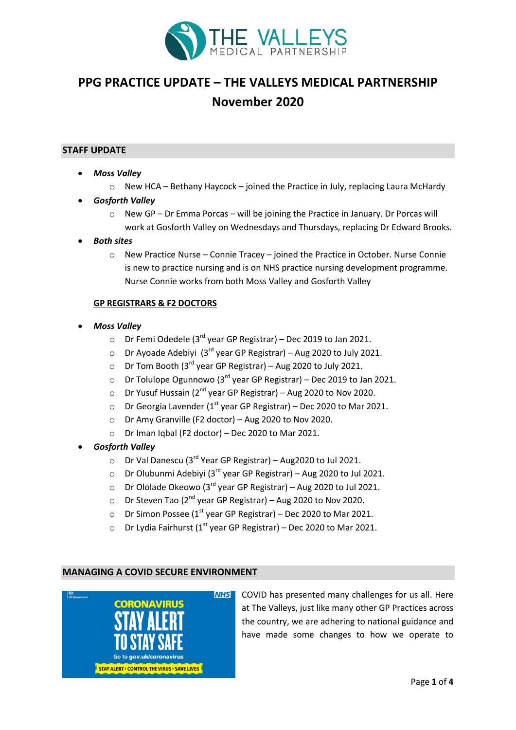# PPG PRACTICE UPDATE – THE VALLEYS MEDICAL PARTNERSHIP

## November 2020

### STAFF UPDATE

- ***Moss Valley***
  - New HCA – Bethany Haycock – joined the Practice in July, replacing Laura McHardy
- ***Gosforth Valley***
  - New GP – Dr Emma Porcas – will be joining the Practice in January. Dr Porcas will work at Gosforth Valley on Wednesdays and Thursdays, replacing Dr Edward Brooks.
- ***Both sites***
  - New Practice Nurse – Connie Tracey – joined the Practice in October. Nurse Connie is new to practice nursing and is on NHS practice nursing development programme. Nurse Connie works from both Moss Valley and Gosforth Valley

#### GP REGISTRARS & F2 DOCTORS

- ***Moss Valley***
  - Dr Femi Odedele (3rd year GP Registrar) – Dec 2019 to Jan 2021.
  - Dr Ayoade Adebiyi (3rd year GP Registrar) – Aug 2020 to July 2021.
  - Dr Tom Booth (3rd year GP Registrar) – Aug 2020 to July 2021.
  - Dr Tolulope Ogunnowo (3rd year GP Registrar) – Dec 2019 to Jan 2021.
  - Dr Yusuf Hussain (2nd year GP Registrar) – Aug 2020 to Nov 2020.
  - Dr Georgia Lavender (1st year GP Registrar) – Dec 2020 to Mar 2021.
  - Dr Amy Granville (F2 doctor) – Aug 2020 to Nov 2020.
  - Dr Iman Iqbal (F2 doctor) – Dec 2020 to Mar 2021.
- ***Gosforth Valley***
  - Dr Val Danescu (3rd Year GP Registrar) – Aug2020 to Jul 2021.
  - Dr Olubunmi Adebiyi (3rd year GP Registrar) – Aug 2020 to Jul 2021.
  - Dr Ololade Okeowo (3rd year GP Registrar) – Aug 2020 to Jul 2021.
  - Dr Steven Tao (2nd year GP Registrar) – Aug 2020 to Nov 2020.
  - Dr Simon Possee (1st year GP Registrar) – Dec 2020 to Mar 2021.
  - Dr Lydia Fairhurst (1st year GP Registrar) – Dec 2020 to Mar 2021.

### MANAGING A COVID SECURE ENVIRONMENT

COVID has presented many challenges for us all. Here at The Valleys, just like many other GP Practices across the country, we are adhering to national guidance and have made some changes to how we operate to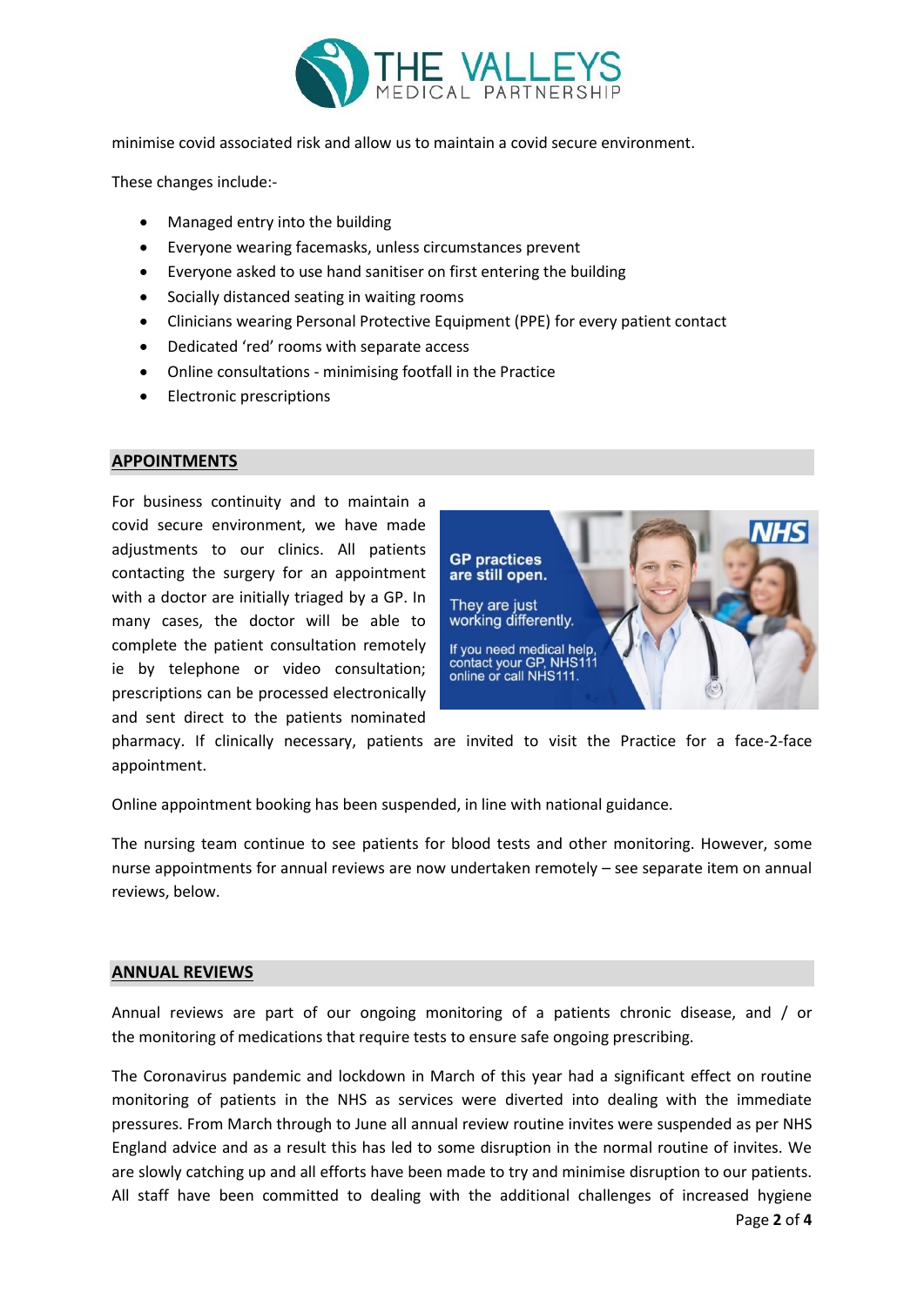minimise covid associated risk and allow us to maintain a covid secure environment.

These changes include:-

- Managed entry into the building
- Everyone wearing facemasks, unless circumstances prevent
- Everyone asked to use hand sanitiser on first entering the building
- Socially distanced seating in waiting rooms
- Clinicians wearing Personal Protective Equipment (PPE) for every patient contact
- Dedicated 'red' rooms with separate access
- Online consultations - minimising footfall in the Practice
- Electronic prescriptions

## APPOINTMENTS

For business continuity and to maintain a covid secure environment, we have made adjustments to our clinics. All patients contacting the surgery for an appointment with a doctor are initially triaged by a GP. In many cases, the doctor will be able to complete the patient consultation remotely ie by telephone or video consultation; prescriptions can be processed electronically and sent direct to the patients nominated pharmacy. If clinically necessary, patients are invited to visit the Practice for a face-2-face appointment.

Online appointment booking has been suspended, in line with national guidance.

The nursing team continue to see patients for blood tests and other monitoring. However, some nurse appointments for annual reviews are now undertaken remotely – see separate item on annual reviews, below.

## ANNUAL REVIEWS

Annual reviews are part of our ongoing monitoring of a patients chronic disease, and / or the monitoring of medications that require tests to ensure safe ongoing prescribing.

The Coronavirus pandemic and lockdown in March of this year had a significant effect on routine monitoring of patients in the NHS as services were diverted into dealing with the immediate pressures. From March through to June all annual review routine invites were suspended as per NHS England advice and as a result this has led to some disruption in the normal routine of invites. We are slowly catching up and all efforts have been made to try and minimise disruption to our patients. All staff have been committed to dealing with the additional challenges of increased hygiene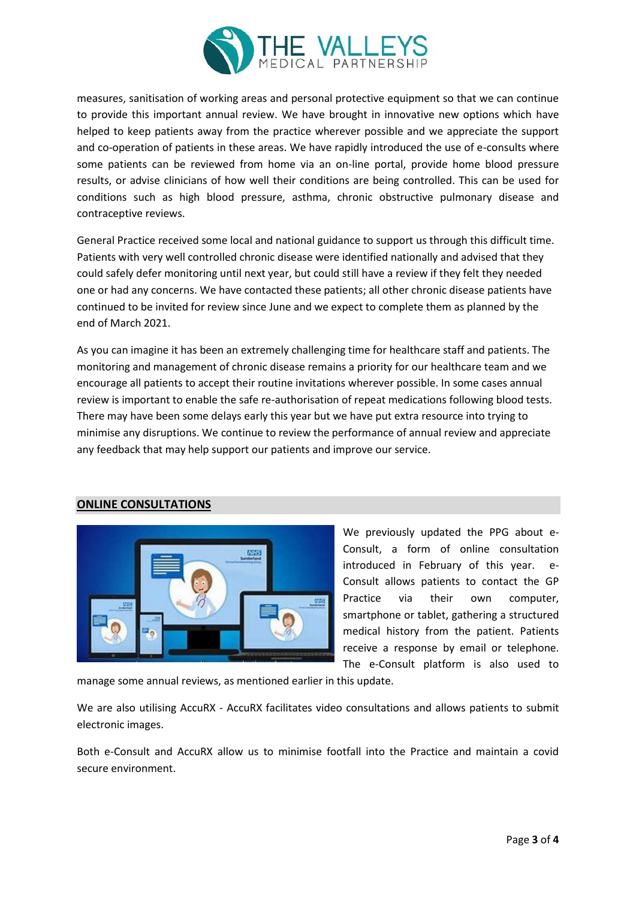measures, sanitisation of working areas and personal protective equipment so that we can continue to provide this important annual review. We have brought in innovative new options which have helped to keep patients away from the practice wherever possible and we appreciate the support and co-operation of patients in these areas. We have rapidly introduced the use of e-consults where some patients can be reviewed from home via an on-line portal, provide home blood pressure results, or advise clinicians of how well their conditions are being controlled. This can be used for conditions such as high blood pressure, asthma, chronic obstructive pulmonary disease and contraceptive reviews.

General Practice received some local and national guidance to support us through this difficult time. Patients with very well controlled chronic disease were identified nationally and advised that they could safely defer monitoring until next year, but could still have a review if they felt they needed one or had any concerns. We have contacted these patients; all other chronic disease patients have continued to be invited for review since June and we expect to complete them as planned by the end of March 2021.

As you can imagine it has been an extremely challenging time for healthcare staff and patients. The monitoring and management of chronic disease remains a priority for our healthcare team and we encourage all patients to accept their routine invitations wherever possible. In some cases annual review is important to enable the safe re-authorisation of repeat medications following blood tests. There may have been some delays early this year but we have put extra resource into trying to minimise any disruptions. We continue to review the performance of annual review and appreciate any feedback that may help support our patients and improve our service.

## ONLINE CONSULTATIONS

We previously updated the PPG about e-Consult, a form of online consultation introduced in February of this year. e-Consult allows patients to contact the GP Practice via their own computer, smartphone or tablet, gathering a structured medical history from the patient. Patients receive a response by email or telephone. The e-Consult platform is also used to manage some annual reviews, as mentioned earlier in this update.

We are also utilising AccuRX - AccuRX facilitates video consultations and allows patients to submit electronic images.

Both e-Consult and AccuRX allow us to minimise footfall into the Practice and maintain a covid secure environment.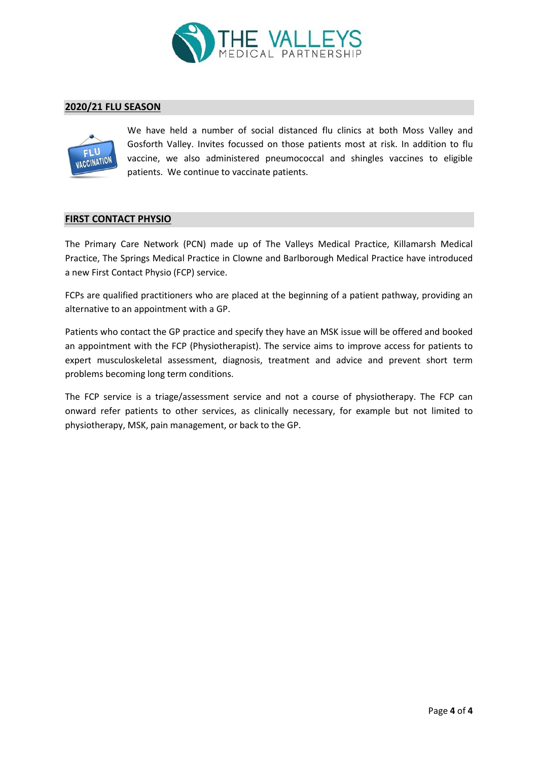## 2020/21 FLU SEASON

We have held a number of social distanced flu clinics at both Moss Valley and Gosforth Valley. Invites focussed on those patients most at risk. In addition to flu vaccine, we also administered pneumococcal and shingles vaccines to eligible patients. We continue to vaccinate patients.

## FIRST CONTACT PHYSIO

The Primary Care Network (PCN) made up of The Valleys Medical Practice, Killamarsh Medical Practice, The Springs Medical Practice in Clowne and Barlborough Medical Practice have introduced a new First Contact Physio (FCP) service.

FCPs are qualified practitioners who are placed at the beginning of a patient pathway, providing an alternative to an appointment with a GP.

Patients who contact the GP practice and specify they have an MSK issue will be offered and booked an appointment with the FCP (Physiotherapist). The service aims to improve access for patients to expert musculoskeletal assessment, diagnosis, treatment and advice and prevent short term problems becoming long term conditions.

The FCP service is a triage/assessment service and not a course of physiotherapy. The FCP can onward refer patients to other services, as clinically necessary, for example but not limited to physiotherapy, MSK, pain management, or back to the GP.